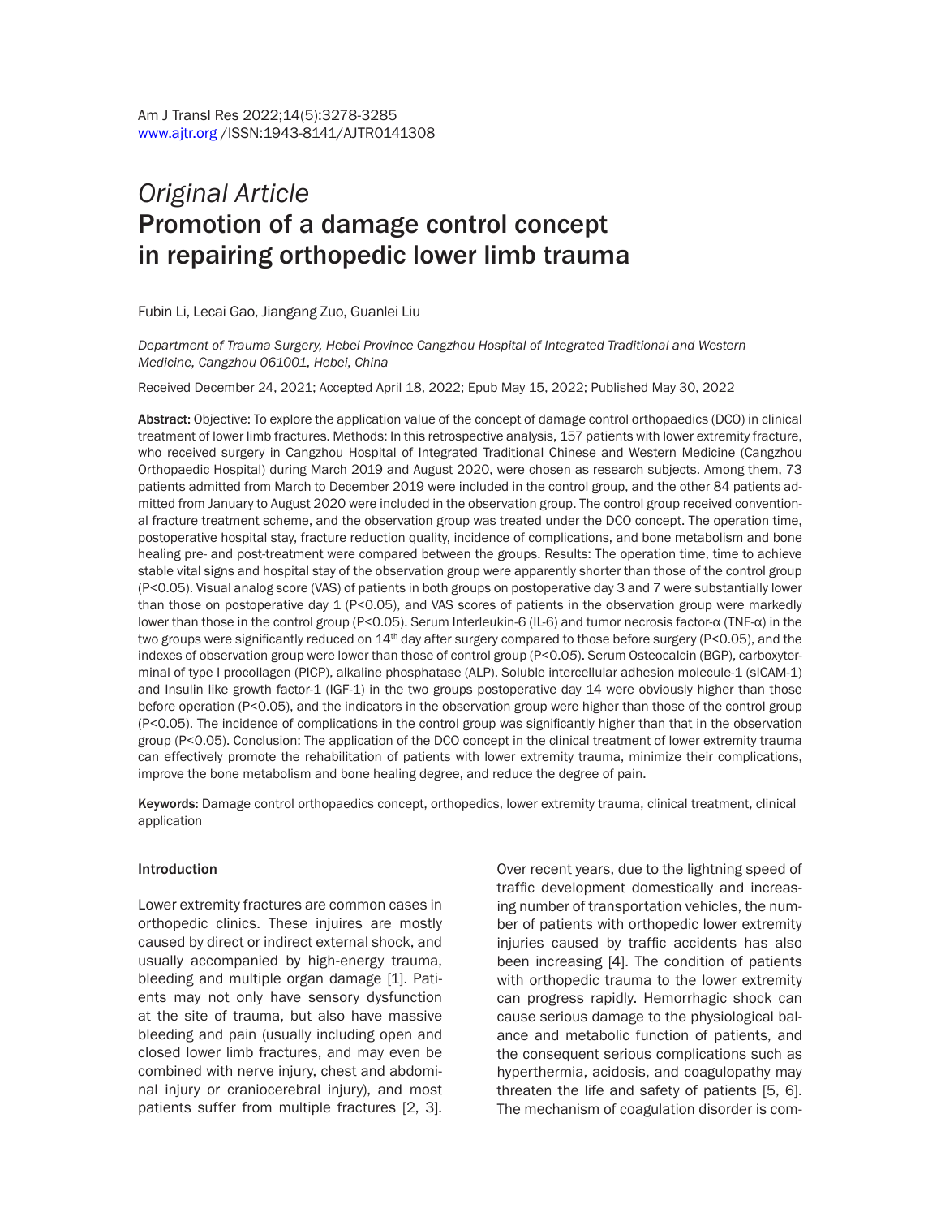*Original Article*

# Promotion of a damage control concept in repairing orthopedic lower limb trauma

Fubin Li, Lecai Gao, Jiangang Zuo, Guanlei Liu

*Department of Trauma Surgery, Hebei Province Cangzhou Hospital of Integrated Traditional and Western Medicine, Cangzhou 061001, Hebei, China*

Received December 24, 2021; Accepted April 18, 2022; Epub May 15, 2022; Published May 30, 2022

**Abstract:** Objective: To explore the application value of the concept of damage control orthopaedics (DCO) in clinical treatment of lower limb fractures. Methods: In this retrospective analysis, 157 patients with lower extremity fracture, who received surgery in Cangzhou Hospital of Integrated Traditional Chinese and Western Medicine (Cangzhou Orthopaedic Hospital) during March 2019 and August 2020, were chosen as research subjects. Among them, 73 patients admitted from March to December 2019 were included in the control group, and the other 84 patients admitted from January to August 2020 were included in the observation group. The control group received conventional fracture treatment scheme, and the observation group was treated under the DCO concept. The operation time, postoperative hospital stay, fracture reduction quality, incidence of complications, and bone metabolism and bone healing pre- and post-treatment were compared between the groups. Results: The operation time, time to achieve stable vital signs and hospital stay of the observation group were apparently shorter than those of the control group ($P<0.05$). Visual analog score (VAS) of patients in both groups on postoperative day 3 and 7 were substantially lower than those on postoperative day 1 ($P<0.05$), and VAS scores of patients in the observation group were markedly lower than those in the control group ($P<0.05$). Serum Interleukin-6 (IL-6) and tumor necrosis factor-α (TNF-α) in the two groups were significantly reduced on 14$^{th}$ day after surgery compared to those before surgery ($P<0.05$), and the indexes of observation group were lower than those of control group ($P<0.05$). Serum Osteocalcin (BGP), carboxyterminal of type I procollagen (PICP), alkaline phosphatase (ALP), Soluble intercellular adhesion molecule-1 (sICAM-1) and Insulin like growth factor-1 (IGF-1) in the two groups postoperative day 14 were obviously higher than those before operation ($P<0.05$), and the indicators in the observation group were higher than those of the control group ($P<0.05$). The incidence of complications in the control group was significantly higher than that in the observation group ($P<0.05$). Conclusion: The application of the DCO concept in the clinical treatment of lower extremity trauma can effectively promote the rehabilitation of patients with lower extremity trauma, minimize their complications, improve the bone metabolism and bone healing degree, and reduce the degree of pain.

**Keywords:** Damage control orthopaedics concept, orthopedics, lower extremity trauma, clinical treatment, clinical application

## Introduction

Lower extremity fractures are common cases in orthopedic clinics. These injuires are mostly caused by direct or indirect external shock, and usually accompanied by high-energy trauma, bleeding and multiple organ damage [1]. Patients may not only have sensory dysfunction at the site of trauma, but also have massive bleeding and pain (usually including open and closed lower limb fractures, and may even be combined with nerve injury, chest and abdominal injury or craniocerebral injury), and most patients suffer from multiple fractures [2, 3]. Over recent years, due to the lightning speed of traffic development domestically and increasing number of transportation vehicles, the number of patients with orthopedic lower extremity injuries caused by traffic accidents has also been increasing [4]. The condition of patients with orthopedic trauma to the lower extremity can progress rapidly. Hemorrhagic shock can cause serious damage to the physiological balance and metabolic function of patients, and the consequent serious complications such as hyperthermia, acidosis, and coagulopathy may threaten the life and safety of patients [5, 6]. The mechanism of coagulation disorder is com-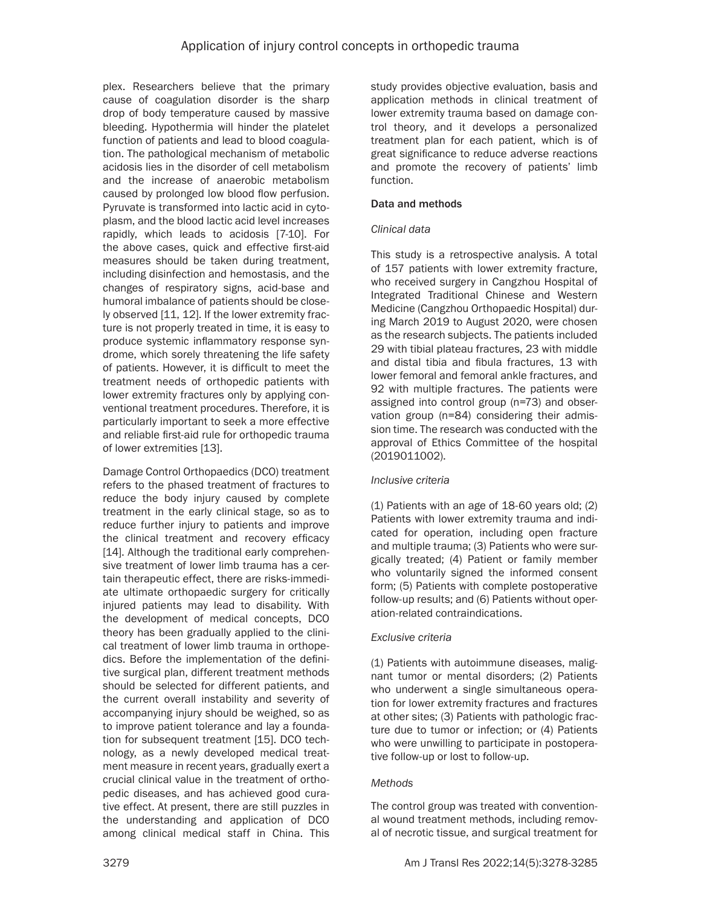plex. Researchers believe that the primary cause of coagulation disorder is the sharp drop of body temperature caused by massive bleeding. Hypothermia will hinder the platelet function of patients and lead to blood coagulation. The pathological mechanism of metabolic acidosis lies in the disorder of cell metabolism and the increase of anaerobic metabolism caused by prolonged low blood flow perfusion. Pyruvate is transformed into lactic acid in cytoplasm, and the blood lactic acid level increases rapidly, which leads to acidosis [7-10]. For the above cases, quick and effective first-aid measures should be taken during treatment, including disinfection and hemostasis, and the changes of respiratory signs, acid-base and humoral imbalance of patients should be closely observed [11, 12]. If the lower extremity fracture is not properly treated in time, it is easy to produce systemic inflammatory response syndrome, which sorely threatening the life safety of patients. However, it is difficult to meet the treatment needs of orthopedic patients with lower extremity fractures only by applying conventional treatment procedures. Therefore, it is particularly important to seek a more effective and reliable first-aid rule for orthopedic trauma of lower extremities [13].

Damage Control Orthopaedics (DCO) treatment refers to the phased treatment of fractures to reduce the body injury caused by complete treatment in the early clinical stage, so as to reduce further injury to patients and improve the clinical treatment and recovery efficacy [14]. Although the traditional early comprehensive treatment of lower limb trauma has a certain therapeutic effect, there are risks-immediate ultimate orthopaedic surgery for critically injured patients may lead to disability. With the development of medical concepts, DCO theory has been gradually applied to the clinical treatment of lower limb trauma in orthopedics. Before the implementation of the definitive surgical plan, different treatment methods should be selected for different patients, and the current overall instability and severity of accompanying injury should be weighed, so as to improve patient tolerance and lay a foundation for subsequent treatment [15]. DCO technology, as a newly developed medical treatment measure in recent years, gradually exert a crucial clinical value in the treatment of orthopedic diseases, and has achieved good curative effect. At present, there are still puzzles in the understanding and application of DCO among clinical medical staff in China. This study provides objective evaluation, basis and application methods in clinical treatment of lower extremity trauma based on damage control theory, and it develops a personalized treatment plan for each patient, which is of great significance to reduce adverse reactions and promote the recovery of patients' limb function.

## Data and methods

### *Clinical data*

This study is a retrospective analysis. A total of 157 patients with lower extremity fracture, who received surgery in Cangzhou Hospital of Integrated Traditional Chinese and Western Medicine (Cangzhou Orthopaedic Hospital) during March 2019 to August 2020, were chosen as the research subjects. The patients included 29 with tibial plateau fractures, 23 with middle and distal tibia and fibula fractures, 13 with lower femoral and femoral ankle fractures, and 92 with multiple fractures. The patients were assigned into control group (n=73) and observation group (n=84) considering their admission time. The research was conducted with the approval of Ethics Committee of the hospital (2019011002).

### *Inclusive criteria*

(1) Patients with an age of 18-60 years old; (2) Patients with lower extremity trauma and indicated for operation, including open fracture and multiple trauma; (3) Patients who were surgically treated; (4) Patient or family member who voluntarily signed the informed consent form; (5) Patients with complete postoperative follow-up results; and (6) Patients without operation-related contraindications.

### *Exclusive criteria*

(1) Patients with autoimmune diseases, malignant tumor or mental disorders; (2) Patients who underwent a single simultaneous operation for lower extremity fractures and fractures at other sites; (3) Patients with pathologic fracture due to tumor or infection; or (4) Patients who were unwilling to participate in postoperative follow-up or lost to follow-up.

### *Methods*

The control group was treated with conventional wound treatment methods, including removal of necrotic tissue, and surgical treatment for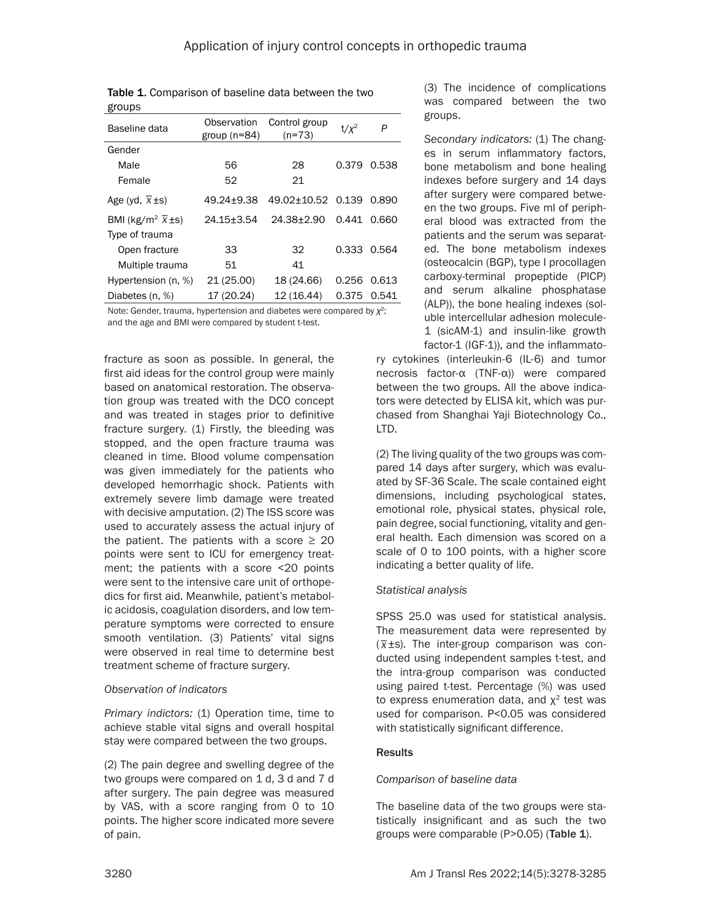**Table 1.** Comparison of baseline data between the two groups

| Baseline data | Observation group (n=84) | Control group (n=73) | $t/\chi^2$ | P |
|---|---|---|---|---|
| Gender | | | | |
| Male | 56 | 28 | 0.379 | 0.538 |
| Female | 52 | 21 | | |
| Age (yd, $\overline{x}\pm s$) | 49.24±9.38 | 49.02±10.52 | 0.139 | 0.890 |
| BMI (kg/m$^2$ $\overline{x}\pm s$) | 24.15±3.54 | 24.38±2.90 | 0.441 | 0.660 |
| Type of trauma | | | | |
| Open fracture | 33 | 32 | 0.333 | 0.564 |
| Multiple trauma | 51 | 41 | | |
| Hypertension (n, %) | 21 (25.00) | 18 (24.66) | 0.256 | 0.613 |
| Diabetes (n, %) | 17 (20.24) | 12 (16.44) | 0.375 | 0.541 |

Note: Gender, trauma, hypertension and diabetes were compared by $\chi^2$; and the age and BMI were compared by student t-test.

fracture as soon as possible. In general, the first aid ideas for the control group were mainly based on anatomical restoration. The observation group was treated with the DCO concept and was treated in stages prior to definitive fracture surgery. (1) Firstly, the bleeding was stopped, and the open fracture trauma was cleaned in time. Blood volume compensation was given immediately for the patients who developed hemorrhagic shock. Patients with extremely severe limb damage were treated with decisive amputation. (2) The ISS score was used to accurately assess the actual injury of the patient. The patients with a score ≥ 20 points were sent to ICU for emergency treatment; the patients with a score <20 points were sent to the intensive care unit of orthopedics for first aid. Meanwhile, patient's metabolic acidosis, coagulation disorders, and low temperature symptoms were corrected to ensure smooth ventilation. (3) Patients' vital signs were observed in real time to determine best treatment scheme of fracture surgery.

*Observation of indicators*

*Primary indictors:* (1) Operation time, time to achieve stable vital signs and overall hospital stay were compared between the two groups.

(2) The pain degree and swelling degree of the two groups were compared on 1 d, 3 d and 7 d after surgery. The pain degree was measured by VAS, with a score ranging from 0 to 10 points. The higher score indicated more severe of pain.

(3) The incidence of complications was compared between the two groups.

*Secondary indicators:* (1) The changes in serum inflammatory factors, bone metabolism and bone healing indexes before surgery and 14 days after surgery were compared between the two groups. Five ml of peripheral blood was extracted from the patients and the serum was separated. The bone metabolism indexes (osteocalcin (BGP), type I procollagen carboxy-terminal propeptide (PICP) and serum alkaline phosphatase (ALP)), the bone healing indexes (soluble intercellular adhesion molecule-1 (sicAM-1) and insulin-like growth factor-1 (IGF-1)), and the inflammatory cytokines (interleukin-6 (IL-6) and tumor necrosis factor-α (TNF-α)) were compared between the two groups. All the above indicators were detected by ELISA kit, which was purchased from Shanghai Yaji Biotechnology Co., LTD.

(2) The living quality of the two groups was compared 14 days after surgery, which was evaluated by SF-36 Scale. The scale contained eight dimensions, including psychological states, emotional role, physical states, physical role, pain degree, social functioning, vitality and general health. Each dimension was scored on a scale of 0 to 100 points, with a higher score indicating a better quality of life.

*Statistical analysis*

SPSS 25.0 was used for statistical analysis. The measurement data were represented by ($\overline{x}\pm s$). The inter-group comparison was conducted using independent samples t-test, and the intra-group comparison was conducted using paired t-test. Percentage (%) was used to express enumeration data, and $\chi^2$ test was used for comparison. P<0.05 was considered with statistically significant difference.

**Results**

*Comparison of baseline data*

The baseline data of the two groups were statistically insignificant and as such the two groups were comparable (P>0.05) (**Table 1**).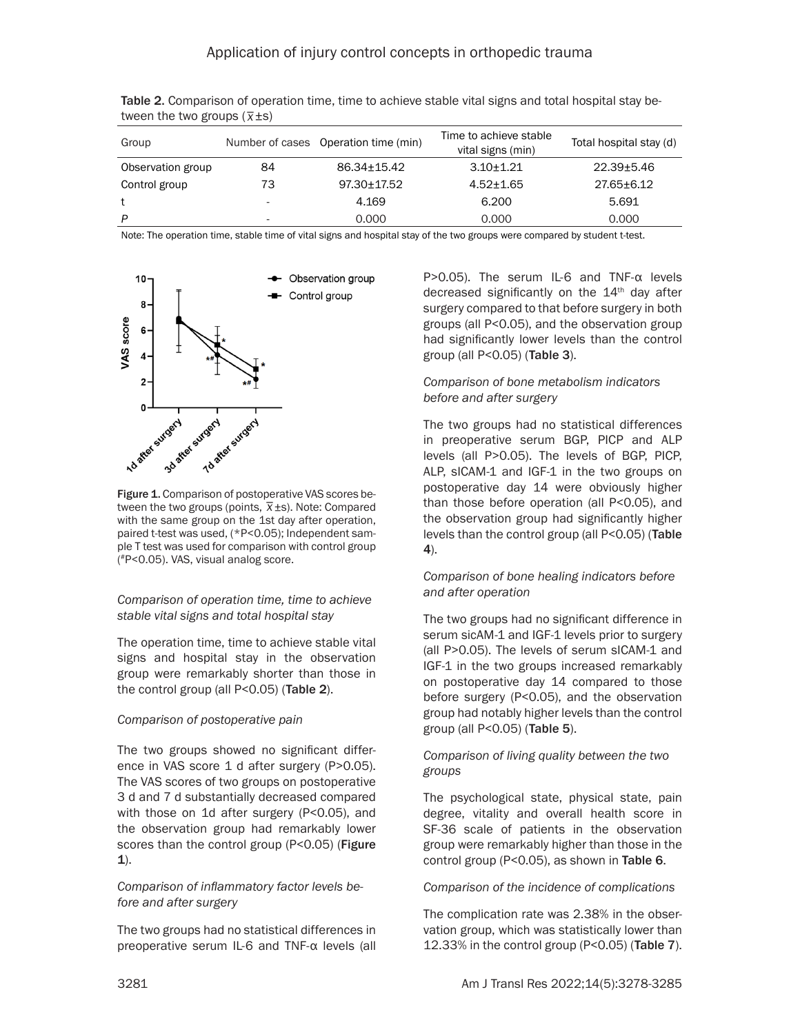Table 2. Comparison of operation time, time to achieve stable vital signs and total hospital stay between the two groups ($\bar{x}\pm s$)

| Group | Number of cases | Operation time (min) | Time to achieve stable vital signs (min) | Total hospital stay (d) |
|---|---|---|---|---|
| Observation group | 84 | 86.34±15.42 | 3.10±1.21 | 22.39±5.46 |
| Control group | 73 | 97.30±17.52 | 4.52±1.65 | 27.65±6.12 |
| t | - | 4.169 | 6.200 | 5.691 |
| P | - | 0.000 | 0.000 | 0.000 |

Note: The operation time, stable time of vital signs and hospital stay of the two groups were compared by student t-test.

Figure 1. Comparison of postoperative VAS scores between the two groups (points, $\bar{x}\pm s$). Note: Compared with the same group on the 1st day after operation, paired t-test was used, (*P<0.05); Independent sample T test was used for comparison with control group (#P<0.05). VAS, visual analog score.

*Comparison of operation time, time to achieve stable vital signs and total hospital stay*

The operation time, time to achieve stable vital signs and hospital stay in the observation group were remarkably shorter than those in the control group (all P<0.05) (**Table 2**).

*Comparison of postoperative pain*

The two groups showed no significant difference in VAS score 1 d after surgery (P>0.05). The VAS scores of two groups on postoperative 3 d and 7 d substantially decreased compared with those on 1d after surgery (P<0.05), and the observation group had remarkably lower scores than the control group (P<0.05) (**Figure 1**).

*Comparison of inflammatory factor levels before and after surgery*

The two groups had no statistical differences in preoperative serum IL-6 and TNF-α levels (all P>0.05). The serum IL-6 and TNF-α levels decreased significantly on the $14^{th}$ day after surgery compared to that before surgery in both groups (all P<0.05), and the observation group had significantly lower levels than the control group (all P<0.05) (**Table 3**).

*Comparison of bone metabolism indicators before and after surgery*

The two groups had no statistical differences in preoperative serum BGP, PICP and ALP levels (all P>0.05). The levels of BGP, PICP, ALP, sICAM-1 and IGF-1 in the two groups on postoperative day 14 were obviously higher than those before operation (all P<0.05), and the observation group had significantly higher levels than the control group (all P<0.05) (**Table 4**).

*Comparison of bone healing indicators before and after operation*

The two groups had no significant difference in serum sicAM-1 and IGF-1 levels prior to surgery (all P>0.05). The levels of serum sICAM-1 and IGF-1 in the two groups increased remarkably on postoperative day 14 compared to those before surgery (P<0.05), and the observation group had notably higher levels than the control group (all P<0.05) (**Table 5**).

*Comparison of living quality between the two groups*

The psychological state, physical state, pain degree, vitality and overall health score in SF-36 scale of patients in the observation group were remarkably higher than those in the control group (P<0.05), as shown in **Table 6**.

*Comparison of the incidence of complications*

The complication rate was 2.38% in the observation group, which was statistically lower than 12.33% in the control group (P<0.05) (**Table 7**).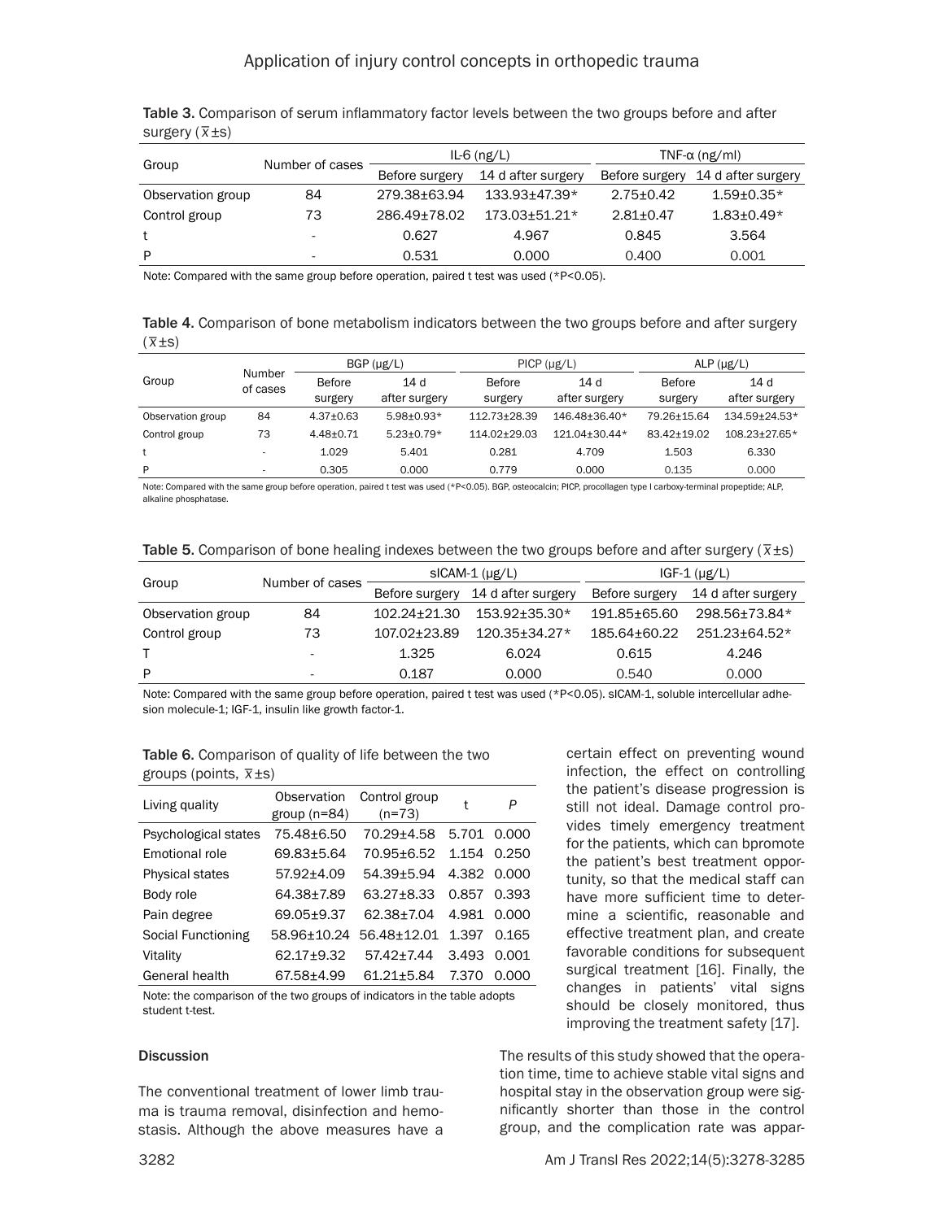Table 3. Comparison of serum inflammatory factor levels between the two groups before and after surgery ($\bar{x}$±s)

| Group | Number of cases | IL-6 (ng/L) | | TNF-α (ng/ml) | |
|---|---|---|---|---|---|
| | | Before surgery | 14 d after surgery | Before surgery | 14 d after surgery |
| Observation group | 84 | 279.38±63.94 | 133.93±47.39* | 2.75±0.42 | 1.59±0.35* |
| Control group | 73 | 286.49±78.02 | 173.03±51.21* | 2.81±0.47 | 1.83±0.49* |
| t | - | 0.627 | 4.967 | 0.845 | 3.564 |
| P | - | 0.531 | 0.000 | 0.400 | 0.001 |

Note: Compared with the same group before operation, paired t test was used (*P<0.05).

Table 4. Comparison of bone metabolism indicators between the two groups before and after surgery ($\bar{x}$±s)

| Group | Number of cases | BGP (μg/L) | | PICP (μg/L) | | ALP (μg/L) | |
|---|---|---|---|---|---|---|---|
| | | Before surgery | 14 d after surgery | Before surgery | 14 d after surgery | Before surgery | 14 d after surgery |
| Observation group | 84 | 4.37±0.63 | 5.98±0.93* | 112.73±28.39 | 146.48±36.40* | 79.26±15.64 | 134.59±24.53* |
| Control group | 73 | 4.48±0.71 | 5.23±0.79* | 114.02±29.03 | 121.04±30.44* | 83.42±19.02 | 108.23±27.65* |
| t | - | 1.029 | 5.401 | 0.281 | 4.709 | 1.503 | 6.330 |
| P | - | 0.305 | 0.000 | 0.779 | 0.000 | 0.135 | 0.000 |

Note: Compared with the same group before operation, paired t test was used (*P<0.05). BGP, osteocalcin; PICP, procollagen type I carboxy-terminal propeptide; ALP, alkaline phosphatase.

Table 5. Comparison of bone healing indexes between the two groups before and after surgery ($\bar{x}$±s)

| Group | Number of cases | sICAM-1 (μg/L) | | IGF-1 (μg/L) | |
|---|---|---|---|---|---|
| | | Before surgery | 14 d after surgery | Before surgery | 14 d after surgery |
| Observation group | 84 | 102.24±21.30 | 153.92±35.30* | 191.85±65.60 | 298.56±73.84* |
| Control group | 73 | 107.02±23.89 | 120.35±34.27* | 185.64±60.22 | 251.23±64.52* |
| T | - | 1.325 | 6.024 | 0.615 | 4.246 |
| P | - | 0.187 | 0.000 | 0.540 | 0.000 |

Note: Compared with the same group before operation, paired t test was used (*P<0.05). sICAM-1, soluble intercellular adhesion molecule-1; IGF-1, insulin like growth factor-1.

Table 6. Comparison of quality of life between the two groups (points, $\bar{x}$±s)

| Living quality | Observation group (n=84) | Control group (n=73) | t | P |
|---|---|---|---|---|
| Psychological states | 75.48±6.50 | 70.29±4.58 | 5.701 | 0.000 |
| Emotional role | 69.83±5.64 | 70.95±6.52 | 1.154 | 0.250 |
| Physical states | 57.92±4.09 | 54.39±5.94 | 4.382 | 0.000 |
| Body role | 64.38±7.89 | 63.27±8.33 | 0.857 | 0.393 |
| Pain degree | 69.05±9.37 | 62.38±7.04 | 4.981 | 0.000 |
| Social Functioning | 58.96±10.24 | 56.48±12.01 | 1.397 | 0.165 |
| Vitality | 62.17±9.32 | 57.42±7.44 | 3.493 | 0.001 |
| General health | 67.58±4.99 | 61.21±5.84 | 7.370 | 0.000 |

Note: the comparison of the two groups of indicators in the table adopts student t-test.

## Discussion

The conventional treatment of lower limb trauma is trauma removal, disinfection and hemostasis. Although the above measures have a certain effect on preventing wound infection, the effect on controlling the patient's disease progression is still not ideal. Damage control provides timely emergency treatment for the patients, which can bpromote the patient's best treatment opportunity, so that the medical staff can have more sufficient time to determine a scientific, reasonable and effective treatment plan, and create favorable conditions for subsequent surgical treatment [16]. Finally, the changes in patients' vital signs should be closely monitored, thus improving the treatment safety [17].

The results of this study showed that the operation time, time to achieve stable vital signs and hospital stay in the observation group were significantly shorter than those in the control group, and the complication rate was appar-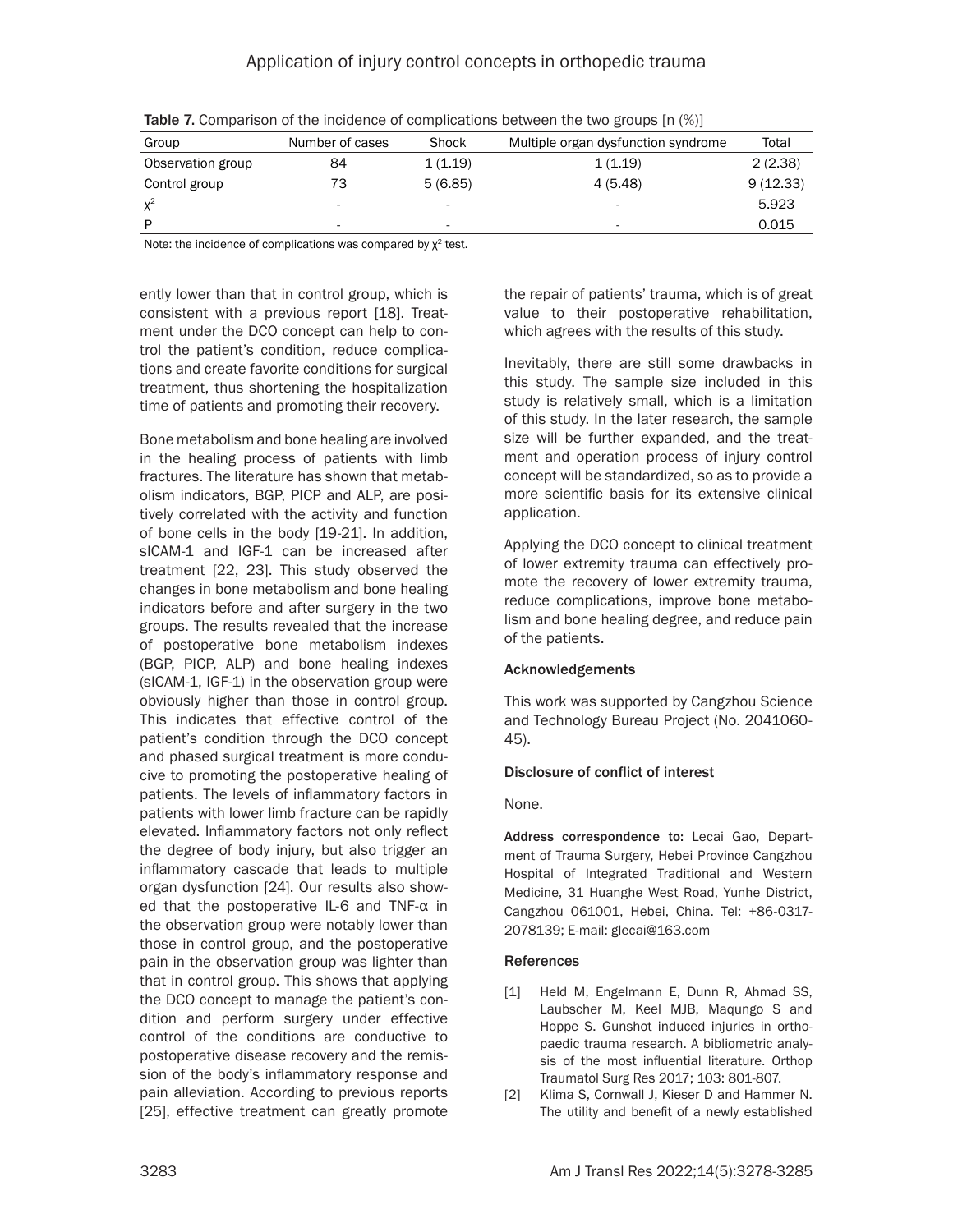Table 7. Comparison of the incidence of complications between the two groups [n (%)]

| Group | Number of cases | Shock | Multiple organ dysfunction syndrome | Total |
|---|---|---|---|---|
| Observation group | 84 | 1 (1.19) | 1 (1.19) | 2 (2.38) |
| Control group | 73 | 5 (6.85) | 4 (5.48) | 9 (12.33) |
| $\chi^2$ | - | - | - | 5.923 |
| P | - | - | - | 0.015 |

Note: the incidence of complications was compared by $\chi^2$ test.

ently lower than that in control group, which is consistent with a previous report [18]. Treatment under the DCO concept can help to control the patient's condition, reduce complications and create favorite conditions for surgical treatment, thus shortening the hospitalization time of patients and promoting their recovery.

Bone metabolism and bone healing are involved in the healing process of patients with limb fractures. The literature has shown that metabolism indicators, BGP, PICP and ALP, are positively correlated with the activity and function of bone cells in the body [19-21]. In addition, sICAM-1 and IGF-1 can be increased after treatment [22, 23]. This study observed the changes in bone metabolism and bone healing indicators before and after surgery in the two groups. The results revealed that the increase of postoperative bone metabolism indexes (BGP, PICP, ALP) and bone healing indexes (sICAM-1, IGF-1) in the observation group were obviously higher than those in control group. This indicates that effective control of the patient's condition through the DCO concept and phased surgical treatment is more conducive to promoting the postoperative healing of patients. The levels of inflammatory factors in patients with lower limb fracture can be rapidly elevated. Inflammatory factors not only reflect the degree of body injury, but also trigger an inflammatory cascade that leads to multiple organ dysfunction [24]. Our results also showed that the postoperative IL-6 and TNF-α in the observation group were notably lower than those in control group, and the postoperative pain in the observation group was lighter than that in control group. This shows that applying the DCO concept to manage the patient's condition and perform surgery under effective control of the conditions are conductive to postoperative disease recovery and the remission of the body's inflammatory response and pain alleviation. According to previous reports [25], effective treatment can greatly promote the repair of patients' trauma, which is of great value to their postoperative rehabilitation, which agrees with the results of this study.

Inevitably, there are still some drawbacks in this study. The sample size included in this study is relatively small, which is a limitation of this study. In the later research, the sample size will be further expanded, and the treatment and operation process of injury control concept will be standardized, so as to provide a more scientific basis for its extensive clinical application.

Applying the DCO concept to clinical treatment of lower extremity trauma can effectively promote the recovery of lower extremity trauma, reduce complications, improve bone metabolism and bone healing degree, and reduce pain of the patients.

## Acknowledgements

This work was supported by Cangzhou Science and Technology Bureau Project (No. 2041060-45).

## Disclosure of conflict of interest

None.

**Address correspondence to:** Lecai Gao, Department of Trauma Surgery, Hebei Province Cangzhou Hospital of Integrated Traditional and Western Medicine, 31 Huanghe West Road, Yunhe District, Cangzhou 061001, Hebei, China. Tel: +86-0317-2078139; E-mail: glecai@163.com

## References

[1] Held M, Engelmann E, Dunn R, Ahmad SS, Laubscher M, Keel MJB, Maqungo S and Hoppe S. Gunshot induced injuries in orthopaedic trauma research. A bibliometric analysis of the most influential literature. Orthop Traumatol Surg Res 2017; 103: 801-807.

[2] Klima S, Cornwall J, Kieser D and Hammer N. The utility and benefit of a newly established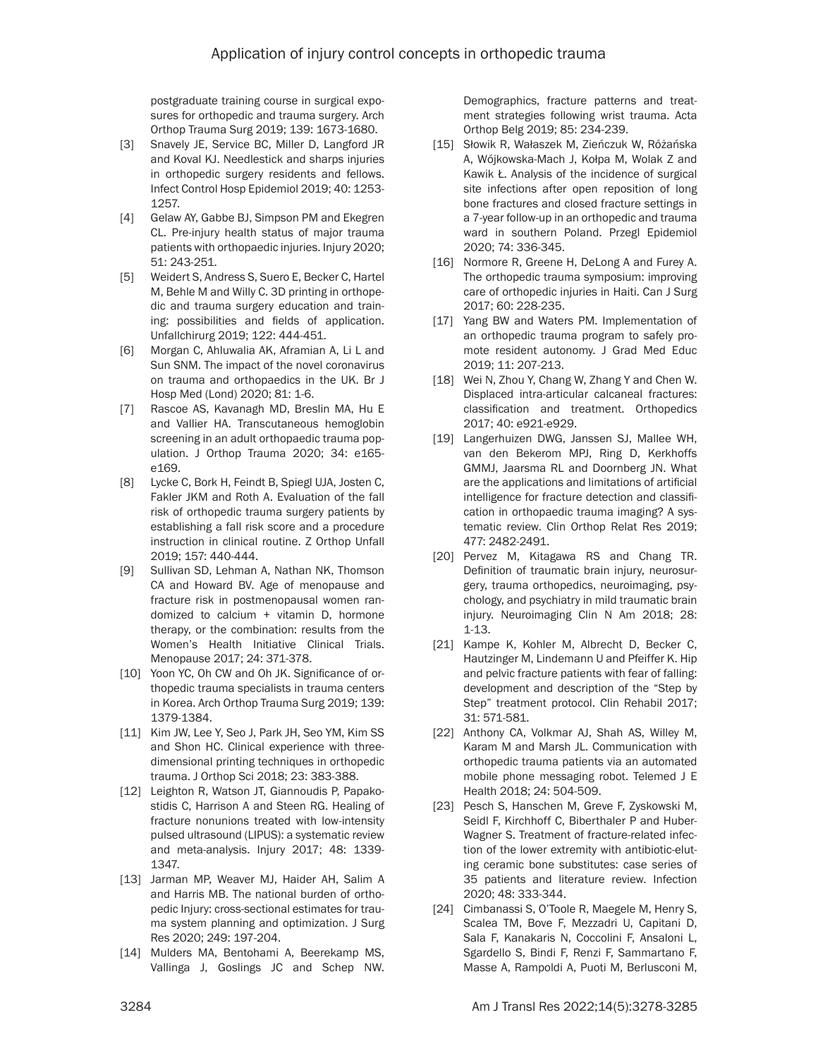postgraduate training course in surgical exposures for orthopedic and trauma surgery. Arch Orthop Trauma Surg 2019; 139: 1673-1680.

[3] Snavely JE, Service BC, Miller D, Langford JR and Koval KJ. Needlestick and sharps injuries in orthopedic surgery residents and fellows. Infect Control Hosp Epidemiol 2019; 40: 1253-1257.

[4] Gelaw AY, Gabbe BJ, Simpson PM and Ekegren CL. Pre-injury health status of major trauma patients with orthopaedic injuries. Injury 2020; 51: 243-251.

[5] Weidert S, Andress S, Suero E, Becker C, Hartel M, Behle M and Willy C. 3D printing in orthopedic and trauma surgery education and training: possibilities and fields of application. Unfallchirurg 2019; 122: 444-451.

[6] Morgan C, Ahluwalia AK, Aframian A, Li L and Sun SNM. The impact of the novel coronavirus on trauma and orthopaedics in the UK. Br J Hosp Med (Lond) 2020; 81: 1-6.

[7] Rascoe AS, Kavanagh MD, Breslin MA, Hu E and Vallier HA. Transcutaneous hemoglobin screening in an adult orthopaedic trauma population. J Orthop Trauma 2020; 34: e165-e169.

[8] Lycke C, Bork H, Feindt B, Spiegl UJA, Josten C, Fakler JKM and Roth A. Evaluation of the fall risk of orthopedic trauma surgery patients by establishing a fall risk score and a procedure instruction in clinical routine. Z Orthop Unfall 2019; 157: 440-444.

[9] Sullivan SD, Lehman A, Nathan NK, Thomson CA and Howard BV. Age of menopause and fracture risk in postmenopausal women randomized to calcium + vitamin D, hormone therapy, or the combination: results from the Women's Health Initiative Clinical Trials. Menopause 2017; 24: 371-378.

[10] Yoon YC, Oh CW and Oh JK. Significance of orthopedic trauma specialists in trauma centers in Korea. Arch Orthop Trauma Surg 2019; 139: 1379-1384.

[11] Kim JW, Lee Y, Seo J, Park JH, Seo YM, Kim SS and Shon HC. Clinical experience with three-dimensional printing techniques in orthopedic trauma. J Orthop Sci 2018; 23: 383-388.

[12] Leighton R, Watson JT, Giannoudis P, Papakostidis C, Harrison A and Steen RG. Healing of fracture nonunions treated with low-intensity pulsed ultrasound (LIPUS): a systematic review and meta-analysis. Injury 2017; 48: 1339-1347.

[13] Jarman MP, Weaver MJ, Haider AH, Salim A and Harris MB. The national burden of orthopedic Injury: cross-sectional estimates for trauma system planning and optimization. J Surg Res 2020; 249: 197-204.

[14] Mulders MA, Bentohami A, Beerekamp MS, Vallinga J, Goslings JC and Schep NW. Demographics, fracture patterns and treatment strategies following wrist trauma. Acta Orthop Belg 2019; 85: 234-239.

[15] Słowik R, Wałaszek M, Zieńczuk W, Różańska A, Wójkowska-Mach J, Kołpa M, Wolak Z and Kawik Ł. Analysis of the incidence of surgical site infections after open reposition of long bone fractures and closed fracture settings in a 7-year follow-up in an orthopedic and trauma ward in southern Poland. Przegl Epidemiol 2020; 74: 336-345.

[16] Normore R, Greene H, DeLong A and Furey A. The orthopedic trauma symposium: improving care of orthopedic injuries in Haiti. Can J Surg 2017; 60: 228-235.

[17] Yang BW and Waters PM. Implementation of an orthopedic trauma program to safely promote resident autonomy. J Grad Med Educ 2019; 11: 207-213.

[18] Wei N, Zhou Y, Chang W, Zhang Y and Chen W. Displaced intra-articular calcaneal fractures: classification and treatment. Orthopedics 2017; 40: e921-e929.

[19] Langerhuizen DWG, Janssen SJ, Mallee WH, van den Bekerom MPJ, Ring D, Kerkhoffs GMMJ, Jaarsma RL and Doornberg JN. What are the applications and limitations of artificial intelligence for fracture detection and classification in orthopaedic trauma imaging? A systematic review. Clin Orthop Relat Res 2019; 477: 2482-2491.

[20] Pervez M, Kitagawa RS and Chang TR. Definition of traumatic brain injury, neurosurgery, trauma orthopedics, neuroimaging, psychology, and psychiatry in mild traumatic brain injury. Neuroimaging Clin N Am 2018; 28: 1-13.

[21] Kampe K, Kohler M, Albrecht D, Becker C, Hautzinger M, Lindemann U and Pfeiffer K. Hip and pelvic fracture patients with fear of falling: development and description of the "Step by Step" treatment protocol. Clin Rehabil 2017; 31: 571-581.

[22] Anthony CA, Volkmar AJ, Shah AS, Willey M, Karam M and Marsh JL. Communication with orthopedic trauma patients via an automated mobile phone messaging robot. Telemed J E Health 2018; 24: 504-509.

[23] Pesch S, Hanschen M, Greve F, Zyskowski M, Seidl F, Kirchhoff C, Biberthaler P and Huber-Wagner S. Treatment of fracture-related infection of the lower extremity with antibiotic-eluting ceramic bone substitutes: case series of 35 patients and literature review. Infection 2020; 48: 333-344.

[24] Cimbanassi S, O'Toole R, Maegele M, Henry S, Scalea TM, Bove F, Mezzadri U, Capitani D, Sala F, Kanakaris N, Coccolini F, Ansaloni L, Sgardello S, Bindi F, Renzi F, Sammartano F, Masse A, Rampoldi A, Puoti M, Berlusconi M,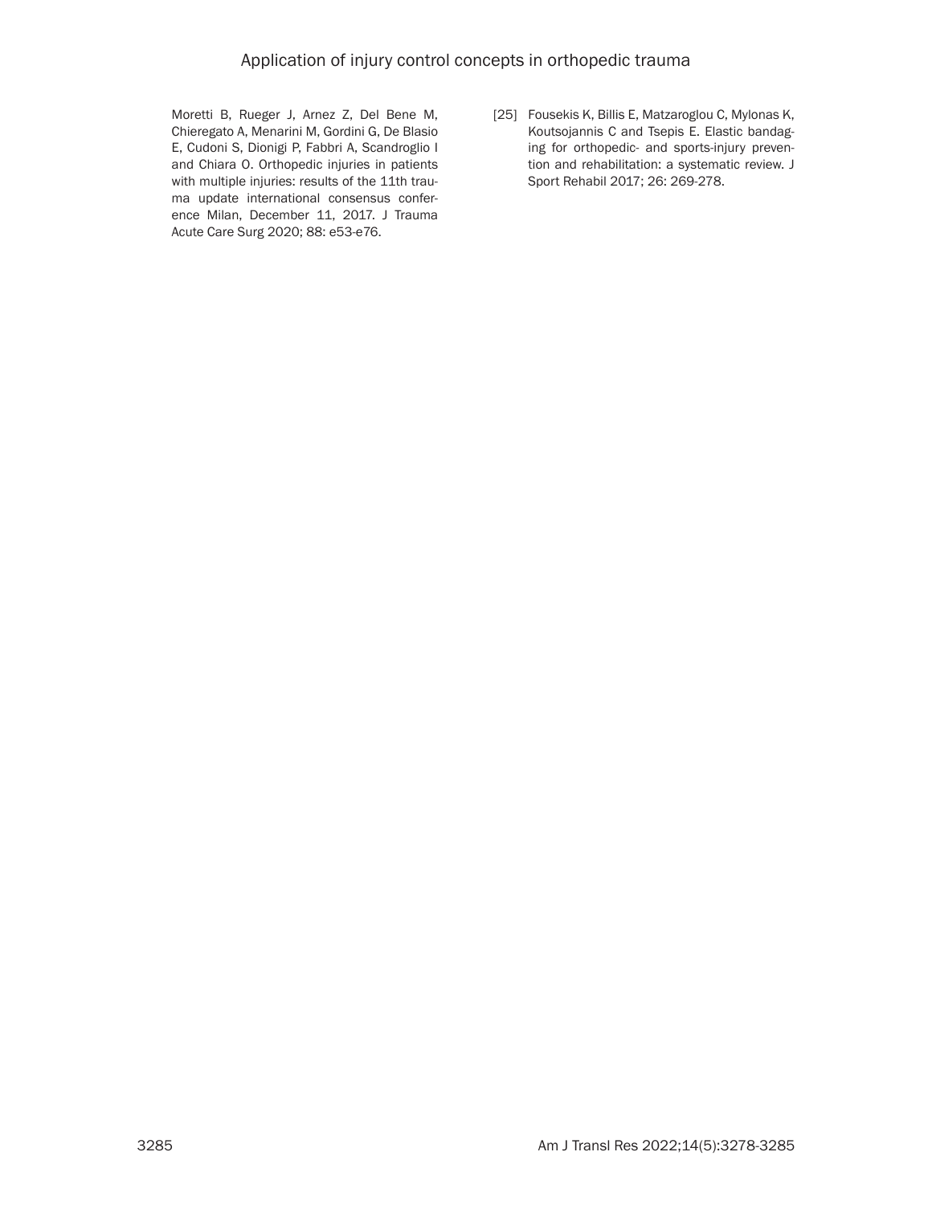Moretti B, Rueger J, Arnez Z, Del Bene M, Chieregato A, Menarini M, Gordini G, De Blasio E, Cudoni S, Dionigi P, Fabbri A, Scandroglio I and Chiara O. Orthopedic injuries in patients with multiple injuries: results of the 11th trauma update international consensus conference Milan, December 11, 2017. J Trauma Acute Care Surg 2020; 88: e53-e76.

[25] Fousekis K, Billis E, Matzaroglou C, Mylonas K, Koutsojannis C and Tsepis E. Elastic bandaging for orthopedic- and sports-injury prevention and rehabilitation: a systematic review. J Sport Rehabil 2017; 26: 269-278.